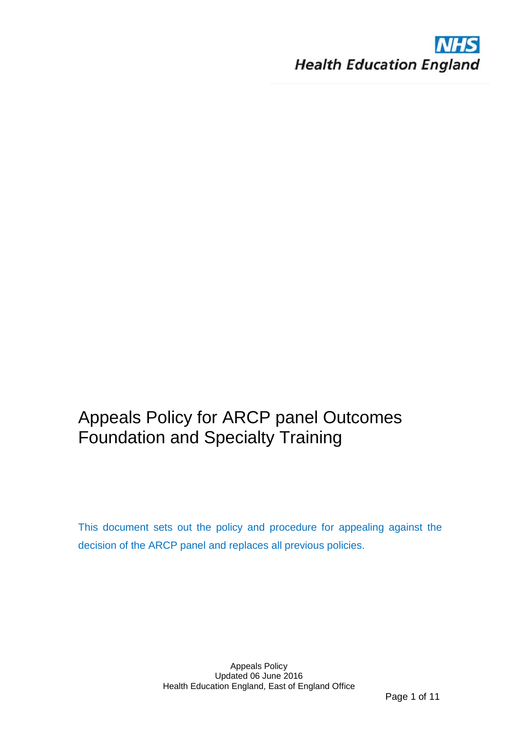NHS
Health Education England

# Appeals Policy for ARCP panel Outcomes Foundation and Specialty Training

This document sets out the policy and procedure for appealing against the decision of the ARCP panel and replaces all previous policies.

Appeals Policy
Updated 06 June 2016
Health Education England, East of England Office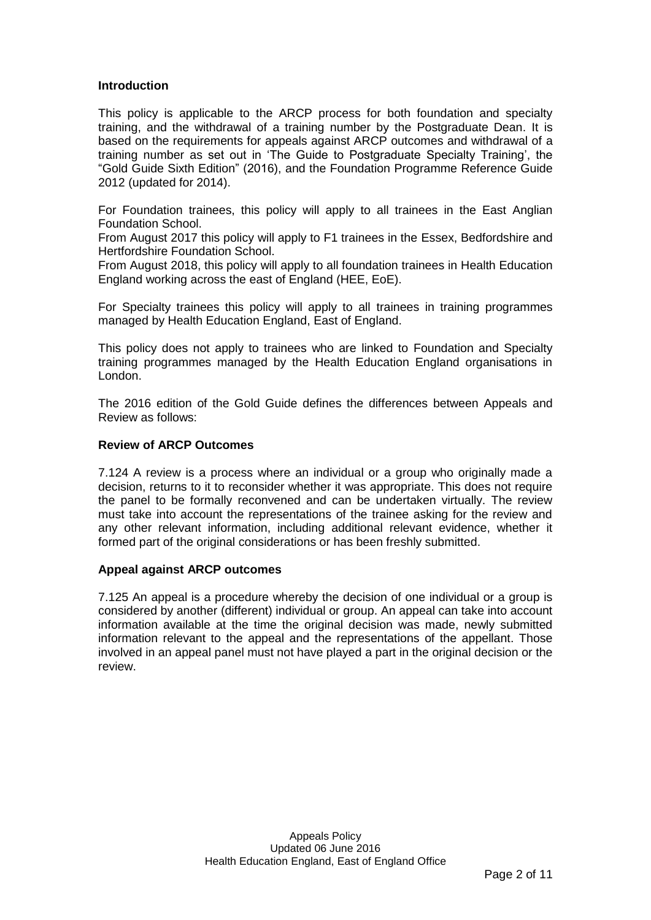## Introduction

This policy is applicable to the ARCP process for both foundation and specialty training, and the withdrawal of a training number by the Postgraduate Dean. It is based on the requirements for appeals against ARCP outcomes and withdrawal of a training number as set out in 'The Guide to Postgraduate Specialty Training', the "Gold Guide Sixth Edition" (2016), and the Foundation Programme Reference Guide 2012 (updated for 2014).

For Foundation trainees, this policy will apply to all trainees in the East Anglian Foundation School.

From August 2017 this policy will apply to F1 trainees in the Essex, Bedfordshire and Hertfordshire Foundation School.

From August 2018, this policy will apply to all foundation trainees in Health Education England working across the east of England (HEE, EoE).

For Specialty trainees this policy will apply to all trainees in training programmes managed by Health Education England, East of England.

This policy does not apply to trainees who are linked to Foundation and Specialty training programmes managed by the Health Education England organisations in London.

The 2016 edition of the Gold Guide defines the differences between Appeals and Review as follows:

### Review of ARCP Outcomes

7.124 A review is a process where an individual or a group who originally made a decision, returns to it to reconsider whether it was appropriate. This does not require the panel to be formally reconvened and can be undertaken virtually. The review must take into account the representations of the trainee asking for the review and any other relevant information, including additional relevant evidence, whether it formed part of the original considerations or has been freshly submitted.

### Appeal against ARCP outcomes

7.125 An appeal is a procedure whereby the decision of one individual or a group is considered by another (different) individual or group. An appeal can take into account information available at the time the original decision was made, newly submitted information relevant to the appeal and the representations of the appellant. Those involved in an appeal panel must not have played a part in the original decision or the review.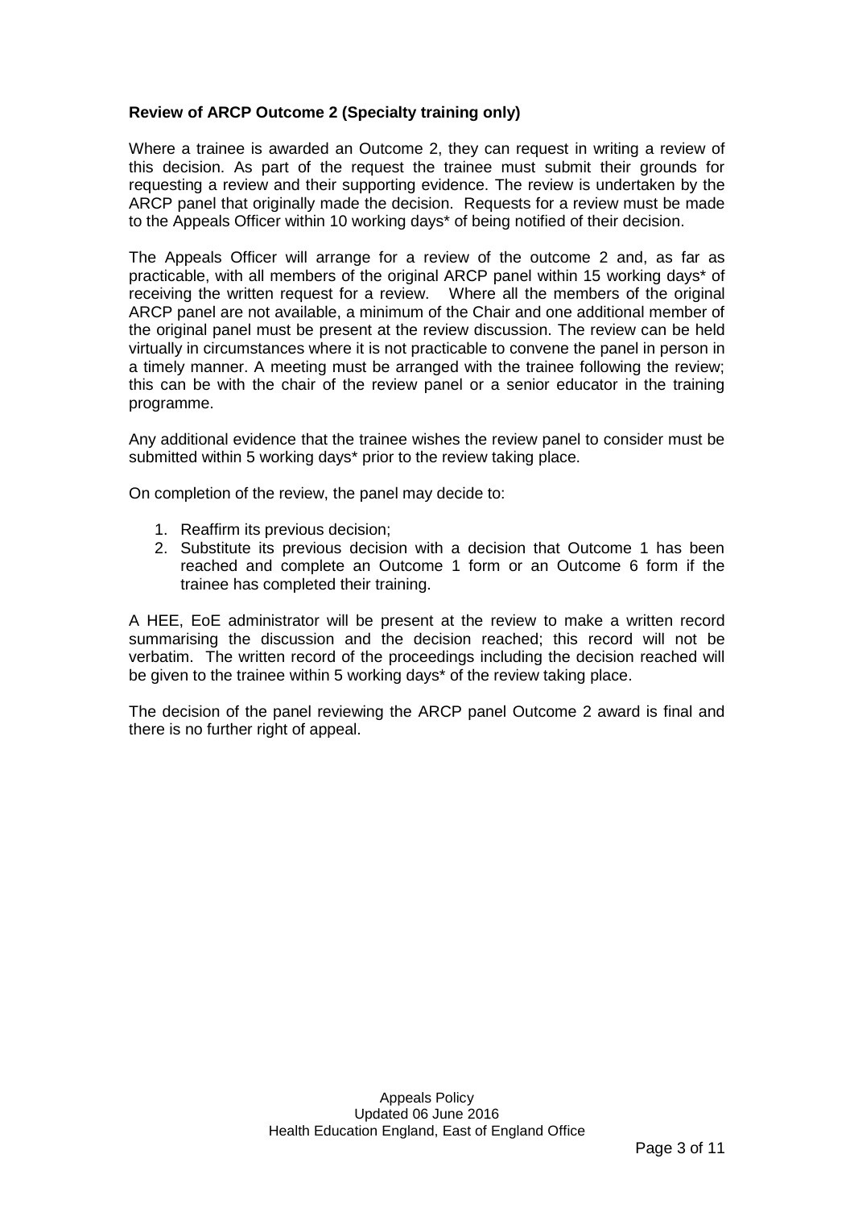**Review of ARCP Outcome 2 (Specialty training only)**

Where a trainee is awarded an Outcome 2, they can request in writing a review of this decision. As part of the request the trainee must submit their grounds for requesting a review and their supporting evidence. The review is undertaken by the ARCP panel that originally made the decision. Requests for a review must be made to the Appeals Officer within 10 working days* of being notified of their decision.

The Appeals Officer will arrange for a review of the outcome 2 and, as far as practicable, with all members of the original ARCP panel within 15 working days* of receiving the written request for a review. Where all the members of the original ARCP panel are not available, a minimum of the Chair and one additional member of the original panel must be present at the review discussion. The review can be held virtually in circumstances where it is not practicable to convene the panel in person in a timely manner. A meeting must be arranged with the trainee following the review; this can be with the chair of the review panel or a senior educator in the training programme.

Any additional evidence that the trainee wishes the review panel to consider must be submitted within 5 working days* prior to the review taking place.

On completion of the review, the panel may decide to:

1. Reaffirm its previous decision;
2. Substitute its previous decision with a decision that Outcome 1 has been reached and complete an Outcome 1 form or an Outcome 6 form if the trainee has completed their training.

A HEE, EoE administrator will be present at the review to make a written record summarising the discussion and the decision reached; this record will not be verbatim. The written record of the proceedings including the decision reached will be given to the trainee within 5 working days* of the review taking place.

The decision of the panel reviewing the ARCP panel Outcome 2 award is final and there is no further right of appeal.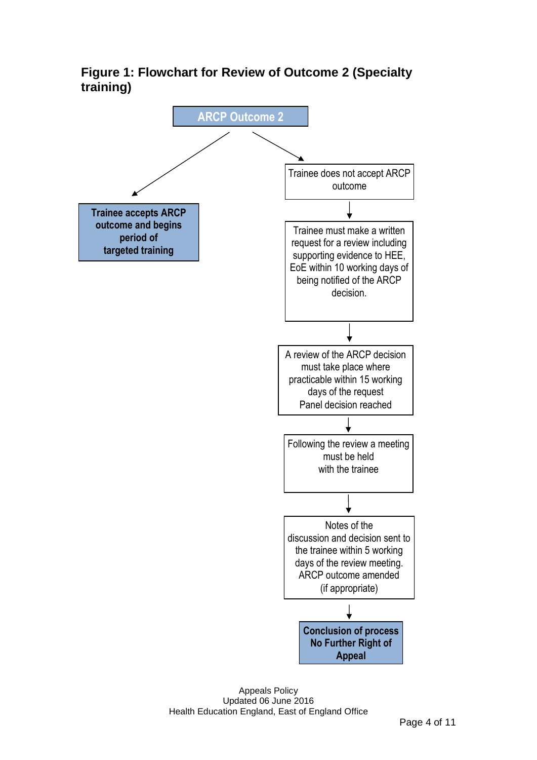**Figure 1: Flowchart for Review of Outcome 2 (Specialty training)**

**ARCP Outcome 2**

- **Trainee accepts ARCP outcome and begins period of targeted training**

- Trainee does not accept ARCP outcome
  - ↓ Trainee must make a written request for a review including supporting evidence to HEE, EoE within 10 working days of being notified of the ARCP decision.
  - ↓ A review of the ARCP decision must take place where practicable within 15 working days of the request Panel decision reached
  - ↓ Following the review a meeting must be held with the trainee
  - ↓ Notes of the discussion and decision sent to the trainee within 5 working days of the review meeting. ARCP outcome amended (if appropriate)
  - ↓ **Conclusion of process No Further Right of Appeal**

Appeals Policy
Updated 06 June 2016
Health Education England, East of England Office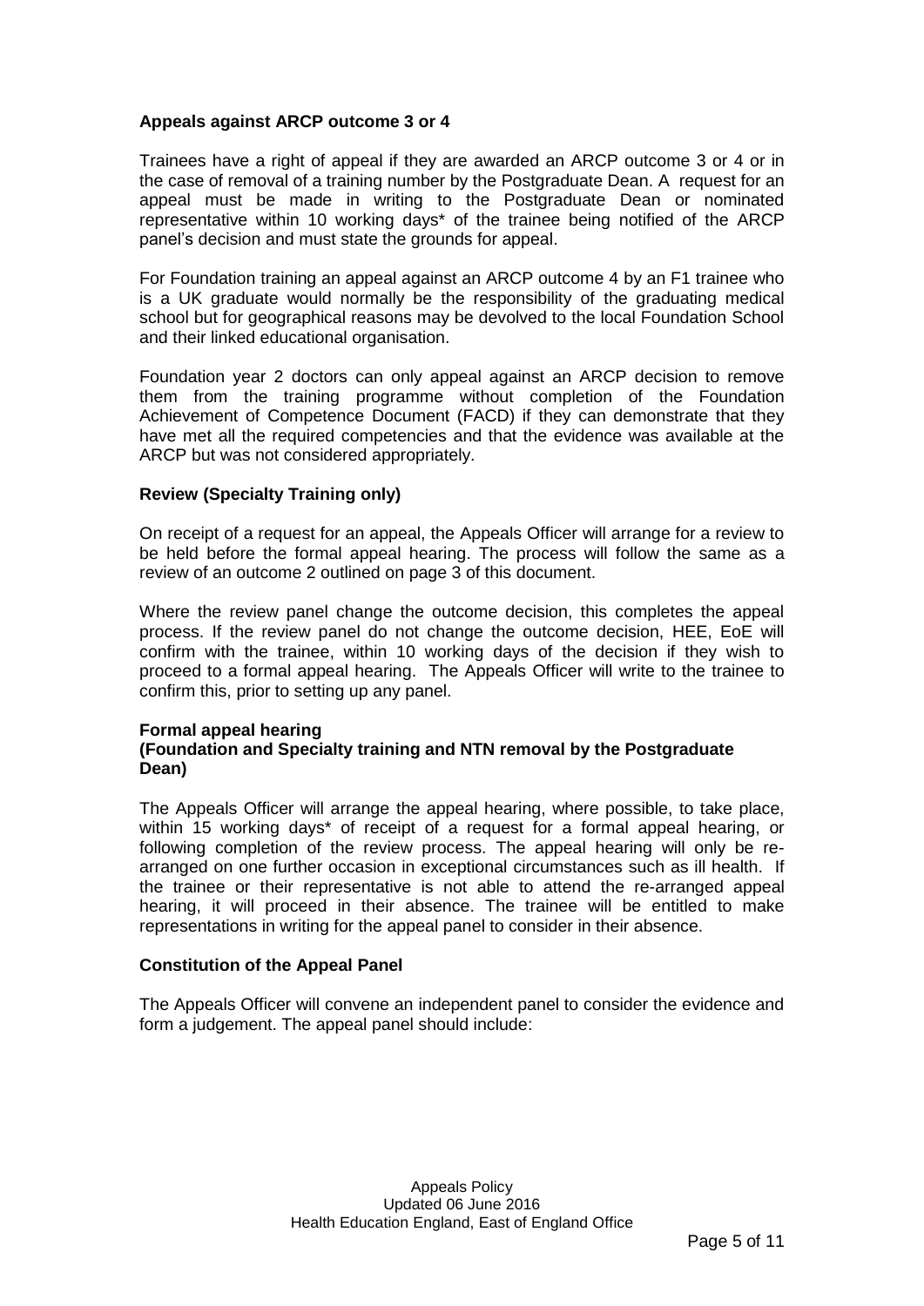**Appeals against ARCP outcome 3 or 4**

Trainees have a right of appeal if they are awarded an ARCP outcome 3 or 4 or in the case of removal of a training number by the Postgraduate Dean. A request for an appeal must be made in writing to the Postgraduate Dean or nominated representative within 10 working days* of the trainee being notified of the ARCP panel's decision and must state the grounds for appeal.

For Foundation training an appeal against an ARCP outcome 4 by an F1 trainee who is a UK graduate would normally be the responsibility of the graduating medical school but for geographical reasons may be devolved to the local Foundation School and their linked educational organisation.

Foundation year 2 doctors can only appeal against an ARCP decision to remove them from the training programme without completion of the Foundation Achievement of Competence Document (FACD) if they can demonstrate that they have met all the required competencies and that the evidence was available at the ARCP but was not considered appropriately.

**Review (Specialty Training only)**

On receipt of a request for an appeal, the Appeals Officer will arrange for a review to be held before the formal appeal hearing. The process will follow the same as a review of an outcome 2 outlined on page 3 of this document.

Where the review panel change the outcome decision, this completes the appeal process. If the review panel do not change the outcome decision, HEE, EoE will confirm with the trainee, within 10 working days of the decision if they wish to proceed to a formal appeal hearing. The Appeals Officer will write to the trainee to confirm this, prior to setting up any panel.

**Formal appeal hearing**
**(Foundation and Specialty training and NTN removal by the Postgraduate Dean)**

The Appeals Officer will arrange the appeal hearing, where possible, to take place, within 15 working days* of receipt of a request for a formal appeal hearing, or following completion of the review process. The appeal hearing will only be re-arranged on one further occasion in exceptional circumstances such as ill health. If the trainee or their representative is not able to attend the re-arranged appeal hearing, it will proceed in their absence. The trainee will be entitled to make representations in writing for the appeal panel to consider in their absence.

**Constitution of the Appeal Panel**

The Appeals Officer will convene an independent panel to consider the evidence and form a judgement. The appeal panel should include: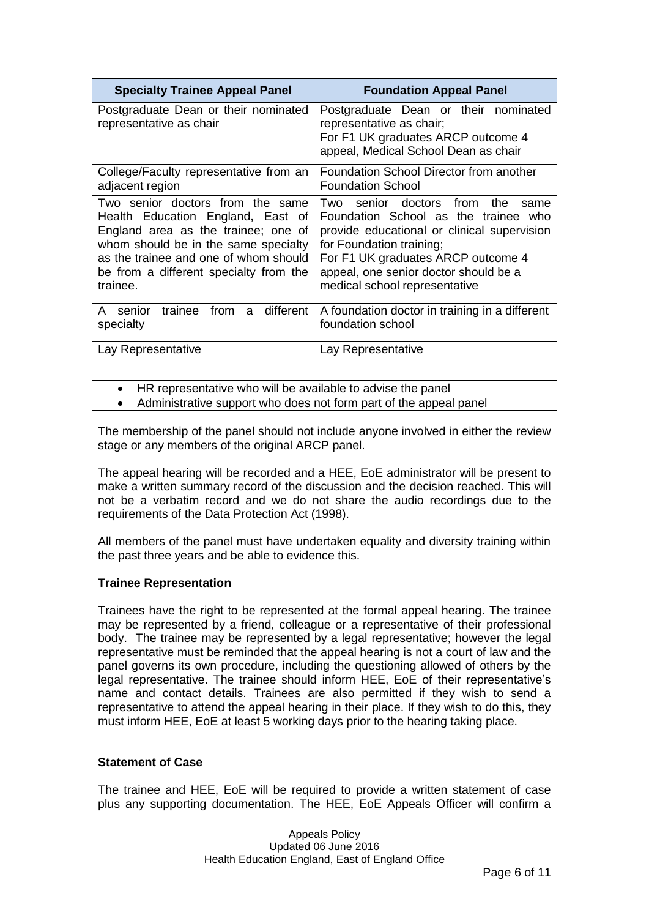| Specialty Trainee Appeal Panel | Foundation Appeal Panel |
|---|---|
| Postgraduate Dean or their nominated representative as chair | Postgraduate Dean or their nominated representative as chair; For F1 UK graduates ARCP outcome 4 appeal, Medical School Dean as chair |
| College/Faculty representative from an adjacent region | Foundation School Director from another Foundation School |
| Two senior doctors from the same Health Education England, East of England area as the trainee; one of whom should be in the same specialty as the trainee and one of whom should be from a different specialty from the trainee. | Two senior doctors from the same Foundation School as the trainee who provide educational or clinical supervision for Foundation training; For F1 UK graduates ARCP outcome 4 appeal, one senior doctor should be a medical school representative |
| A senior trainee from a different specialty | A foundation doctor in training in a different foundation school |
| Lay Representative | Lay Representative |
| • HR representative who will be available to advise the panel<br>• Administrative support who does not form part of the appeal panel | |

The membership of the panel should not include anyone involved in either the review stage or any members of the original ARCP panel.

The appeal hearing will be recorded and a HEE, EoE administrator will be present to make a written summary record of the discussion and the decision reached. This will not be a verbatim record and we do not share the audio recordings due to the requirements of the Data Protection Act (1998).

All members of the panel must have undertaken equality and diversity training within the past three years and be able to evidence this.

**Trainee Representation**

Trainees have the right to be represented at the formal appeal hearing. The trainee may be represented by a friend, colleague or a representative of their professional body. The trainee may be represented by a legal representative; however the legal representative must be reminded that the appeal hearing is not a court of law and the panel governs its own procedure, including the questioning allowed of others by the legal representative. The trainee should inform HEE, EoE of their representative's name and contact details. Trainees are also permitted if they wish to send a representative to attend the appeal hearing in their place. If they wish to do this, they must inform HEE, EoE at least 5 working days prior to the hearing taking place.

**Statement of Case**

The trainee and HEE, EoE will be required to provide a written statement of case plus any supporting documentation. The HEE, EoE Appeals Officer will confirm a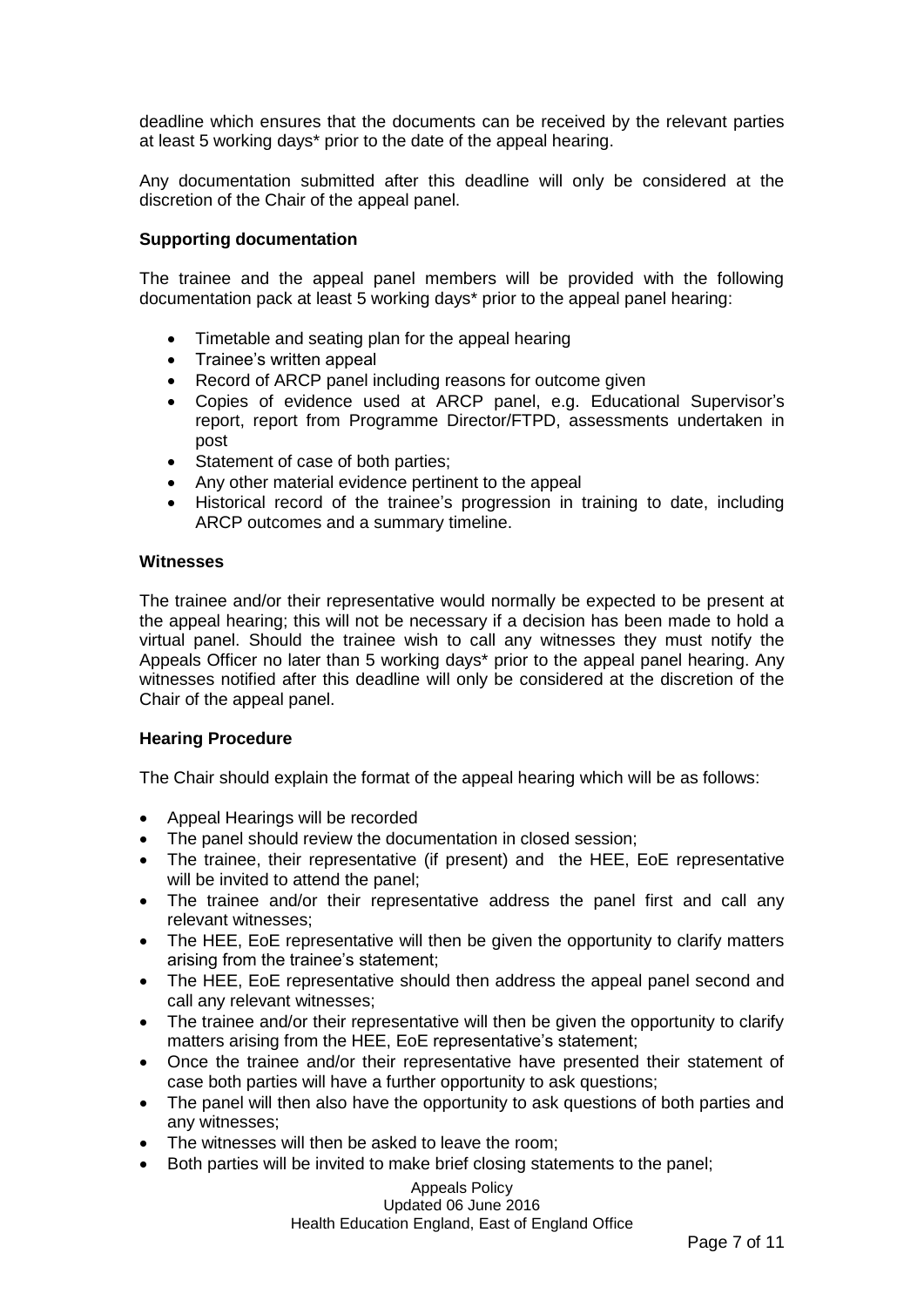deadline which ensures that the documents can be received by the relevant parties at least 5 working days* prior to the date of the appeal hearing.

Any documentation submitted after this deadline will only be considered at the discretion of the Chair of the appeal panel.

**Supporting documentation**

The trainee and the appeal panel members will be provided with the following documentation pack at least 5 working days* prior to the appeal panel hearing:

- Timetable and seating plan for the appeal hearing
- Trainee's written appeal
- Record of ARCP panel including reasons for outcome given
- Copies of evidence used at ARCP panel, e.g. Educational Supervisor's report, report from Programme Director/FTPD, assessments undertaken in post
- Statement of case of both parties;
- Any other material evidence pertinent to the appeal
- Historical record of the trainee's progression in training to date, including ARCP outcomes and a summary timeline.

**Witnesses**

The trainee and/or their representative would normally be expected to be present at the appeal hearing; this will not be necessary if a decision has been made to hold a virtual panel. Should the trainee wish to call any witnesses they must notify the Appeals Officer no later than 5 working days* prior to the appeal panel hearing. Any witnesses notified after this deadline will only be considered at the discretion of the Chair of the appeal panel.

**Hearing Procedure**

The Chair should explain the format of the appeal hearing which will be as follows:

- Appeal Hearings will be recorded
- The panel should review the documentation in closed session;
- The trainee, their representative (if present) and the HEE, EoE representative will be invited to attend the panel;
- The trainee and/or their representative address the panel first and call any relevant witnesses;
- The HEE, EoE representative will then be given the opportunity to clarify matters arising from the trainee's statement;
- The HEE, EoE representative should then address the appeal panel second and call any relevant witnesses;
- The trainee and/or their representative will then be given the opportunity to clarify matters arising from the HEE, EoE representative's statement;
- Once the trainee and/or their representative have presented their statement of case both parties will have a further opportunity to ask questions;
- The panel will then also have the opportunity to ask questions of both parties and any witnesses;
- The witnesses will then be asked to leave the room;
- Both parties will be invited to make brief closing statements to the panel;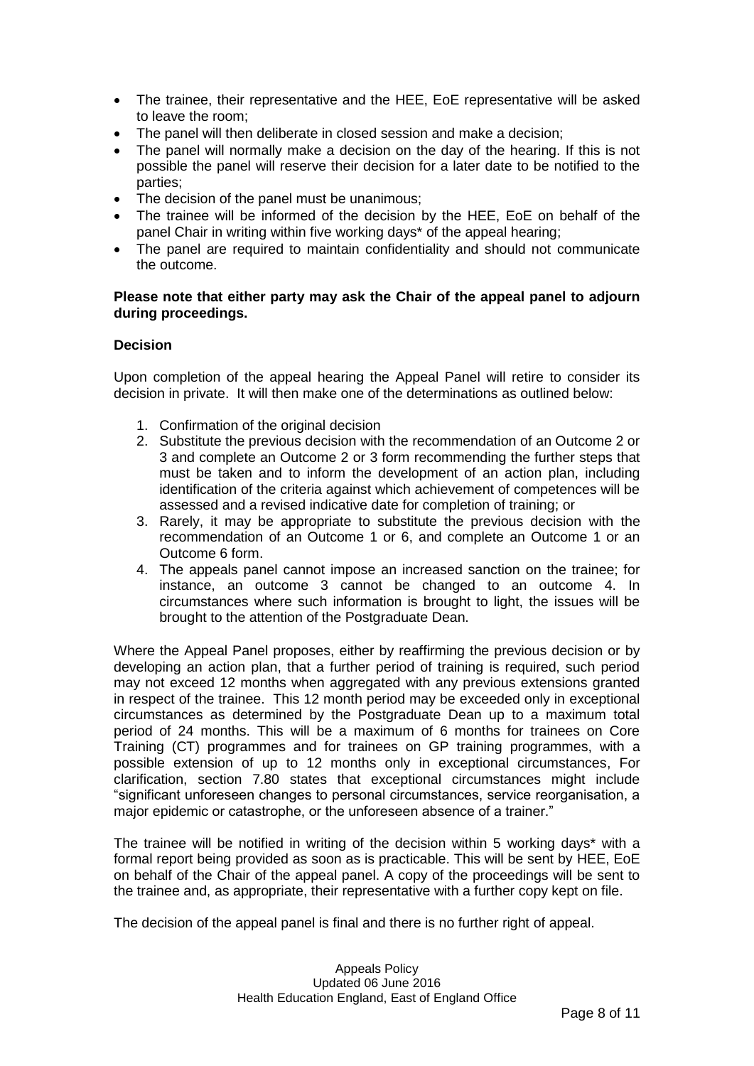- The trainee, their representative and the HEE, EoE representative will be asked to leave the room;
- The panel will then deliberate in closed session and make a decision;
- The panel will normally make a decision on the day of the hearing. If this is not possible the panel will reserve their decision for a later date to be notified to the parties;
- The decision of the panel must be unanimous;
- The trainee will be informed of the decision by the HEE, EoE on behalf of the panel Chair in writing within five working days* of the appeal hearing;
- The panel are required to maintain confidentiality and should not communicate the outcome.

**Please note that either party may ask the Chair of the appeal panel to adjourn during proceedings.**

**Decision**

Upon completion of the appeal hearing the Appeal Panel will retire to consider its decision in private. It will then make one of the determinations as outlined below:

1. Confirmation of the original decision
2. Substitute the previous decision with the recommendation of an Outcome 2 or 3 and complete an Outcome 2 or 3 form recommending the further steps that must be taken and to inform the development of an action plan, including identification of the criteria against which achievement of competences will be assessed and a revised indicative date for completion of training; or
3. Rarely, it may be appropriate to substitute the previous decision with the recommendation of an Outcome 1 or 6, and complete an Outcome 1 or an Outcome 6 form.
4. The appeals panel cannot impose an increased sanction on the trainee; for instance, an outcome 3 cannot be changed to an outcome 4. In circumstances where such information is brought to light, the issues will be brought to the attention of the Postgraduate Dean.

Where the Appeal Panel proposes, either by reaffirming the previous decision or by developing an action plan, that a further period of training is required, such period may not exceed 12 months when aggregated with any previous extensions granted in respect of the trainee. This 12 month period may be exceeded only in exceptional circumstances as determined by the Postgraduate Dean up to a maximum total period of 24 months. This will be a maximum of 6 months for trainees on Core Training (CT) programmes and for trainees on GP training programmes, with a possible extension of up to 12 months only in exceptional circumstances, For clarification, section 7.80 states that exceptional circumstances might include "significant unforeseen changes to personal circumstances, service reorganisation, a major epidemic or catastrophe, or the unforeseen absence of a trainer."

The trainee will be notified in writing of the decision within 5 working days* with a formal report being provided as soon as is practicable. This will be sent by HEE, EoE on behalf of the Chair of the appeal panel. A copy of the proceedings will be sent to the trainee and, as appropriate, their representative with a further copy kept on file.

The decision of the appeal panel is final and there is no further right of appeal.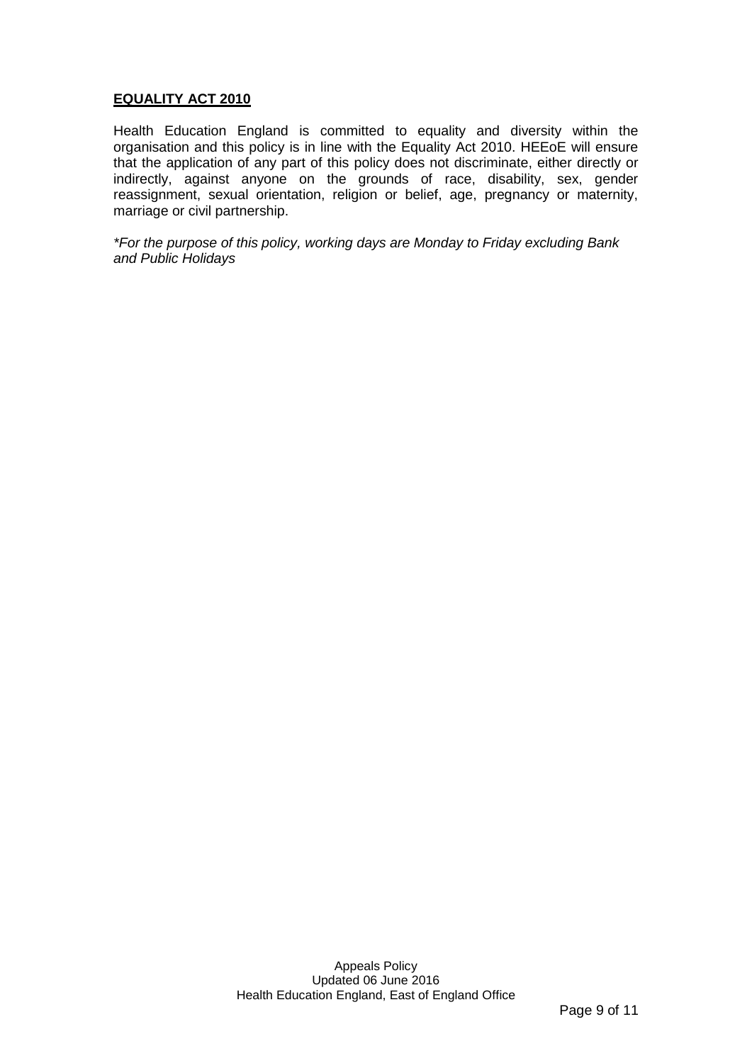## EQUALITY ACT 2010

Health Education England is committed to equality and diversity within the organisation and this policy is in line with the Equality Act 2010. HEEoE will ensure that the application of any part of this policy does not discriminate, either directly or indirectly, against anyone on the grounds of race, disability, sex, gender reassignment, sexual orientation, religion or belief, age, pregnancy or maternity, marriage or civil partnership.

*\*For the purpose of this policy, working days are Monday to Friday excluding Bank and Public Holidays*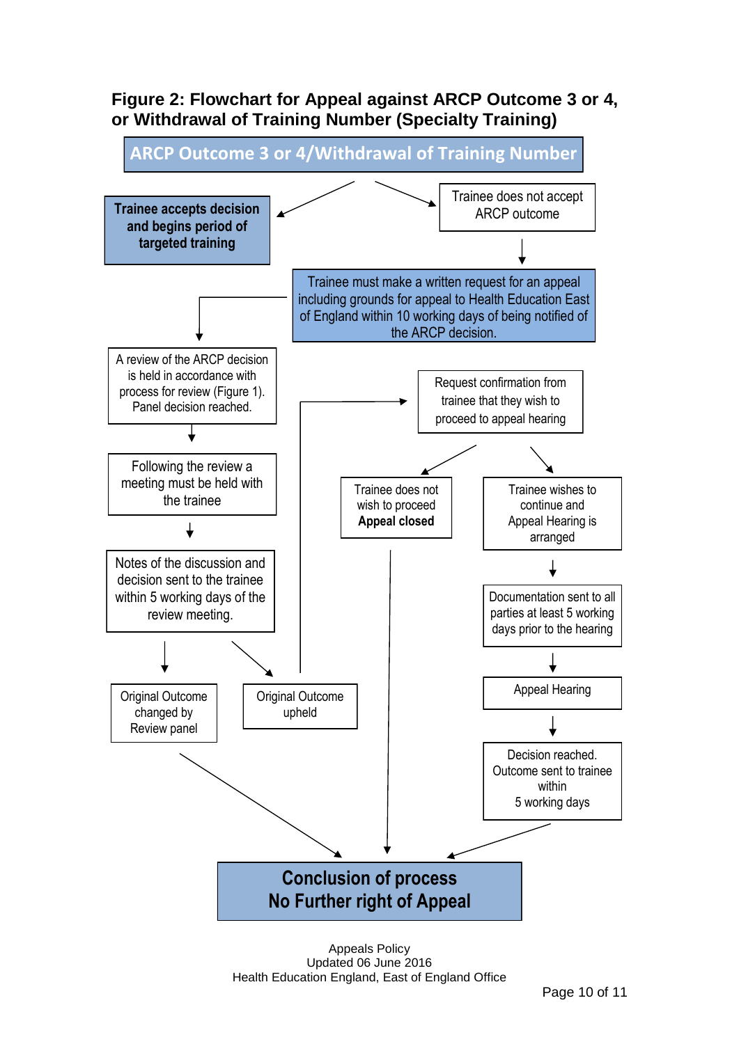## Figure 2: Flowchart for Appeal against ARCP Outcome 3 or 4, or Withdrawal of Training Number (Specialty Training)

**ARCP Outcome 3 or 4/Withdrawal of Training Number**

- **Trainee accepts decision and begins period of targeted training**
- Trainee does not accept ARCP outcome
  - Trainee must make a written request for an appeal including grounds for appeal to Health Education East of England within 10 working days of being notified of the ARCP decision.
    - A review of the ARCP decision is held in accordance with process for review (Figure 1). Panel decision reached.
    - Following the review a meeting must be held with the trainee
    - Notes of the discussion and decision sent to the trainee within 5 working days of the review meeting.
      - Original Outcome changed by Review panel → Conclusion of process
      - Original Outcome upheld
        - Request confirmation from trainee that they wish to proceed to appeal hearing
          - Trainee does not wish to proceed **Appeal closed** → Conclusion of process
          - Trainee wishes to continue and Appeal Hearing is arranged
            - Documentation sent to all parties at least 5 working days prior to the hearing
            - Appeal Hearing
            - Decision reached. Outcome sent to trainee within 5 working days → Conclusion of process

**Conclusion of process**
**No Further right of Appeal**

Appeals Policy
Updated 06 June 2016
Health Education England, East of England Office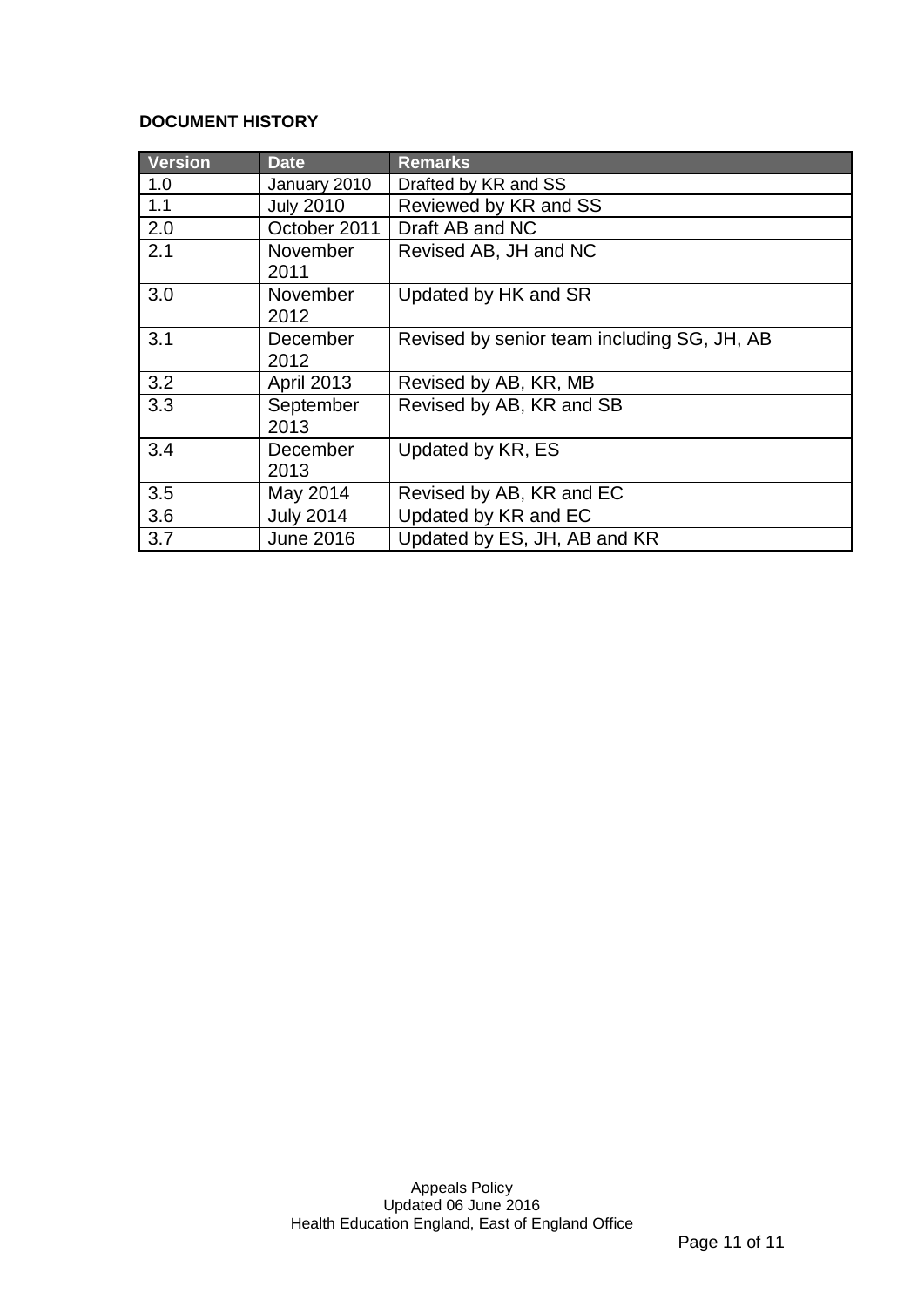**DOCUMENT HISTORY**

| Version | Date | Remarks |
|---|---|---|
| 1.0 | January 2010 | Drafted by KR and SS |
| 1.1 | July 2010 | Reviewed by KR and SS |
| 2.0 | October 2011 | Draft AB and NC |
| 2.1 | November 2011 | Revised AB, JH and NC |
| 3.0 | November 2012 | Updated by HK and SR |
| 3.1 | December 2012 | Revised by senior team including SG, JH, AB |
| 3.2 | April 2013 | Revised by AB, KR, MB |
| 3.3 | September 2013 | Revised by AB, KR and SB |
| 3.4 | December 2013 | Updated by KR, ES |
| 3.5 | May 2014 | Revised by AB, KR and EC |
| 3.6 | July 2014 | Updated by KR and EC |
| 3.7 | June 2016 | Updated by ES, JH, AB and KR |